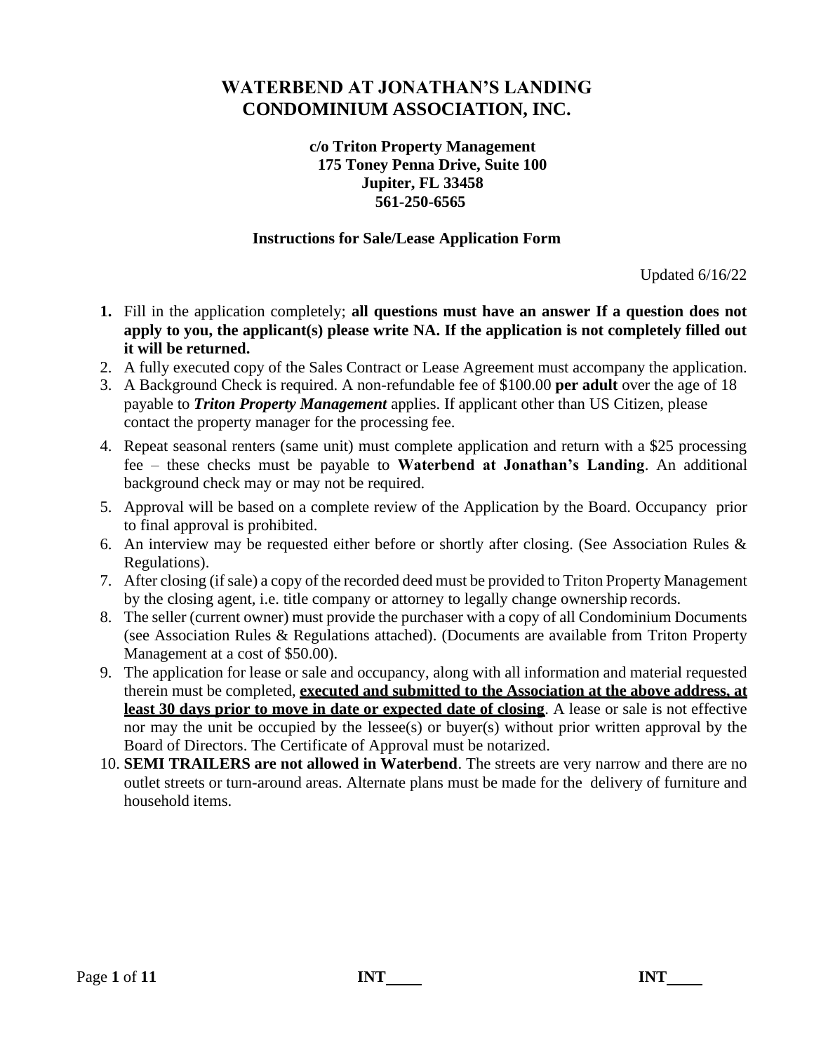# WATERBEND AT JONATHAN'S LANDING CONDOMINIUM ASSOCIATION, INC.

**c/o Triton Property Management**
**175 Toney Penna Drive, Suite 100**
**Jupiter, FL 33458**
**561-250-6565**

### Instructions for Sale/Lease Application Form

Updated 6/16/22

1. Fill in the application completely; **all questions must have an answer If a question does not apply to you, the applicant(s) please write NA. If the application is not completely filled out it will be returned.**
2. A fully executed copy of the Sales Contract or Lease Agreement must accompany the application.
3. A Background Check is required. A non-refundable fee of $100.00 **per adult** over the age of 18 payable to ***Triton Property Management*** applies. If applicant other than US Citizen, please contact the property manager for the processing fee.
4. Repeat seasonal renters (same unit) must complete application and return with a $25 processing fee – these checks must be payable to **Waterbend at Jonathan's Landing**. An additional background check may or may not be required.
5. Approval will be based on a complete review of the Application by the Board. Occupancy prior to final approval is prohibited.
6. An interview may be requested either before or shortly after closing. (See Association Rules & Regulations).
7. After closing (if sale) a copy of the recorded deed must be provided to Triton Property Management by the closing agent, i.e. title company or attorney to legally change ownership records.
8. The seller (current owner) must provide the purchaser with a copy of all Condominium Documents (see Association Rules & Regulations attached). (Documents are available from Triton Property Management at a cost of $50.00).
9. The application for lease or sale and occupancy, along with all information and material requested therein must be completed, **executed and submitted to the Association at the above address, at least 30 days prior to move in date or expected date of closing**. A lease or sale is not effective nor may the unit be occupied by the lessee(s) or buyer(s) without prior written approval by the Board of Directors. The Certificate of Approval must be notarized.
10. **SEMI TRAILERS are not allowed in Waterbend**. The streets are very narrow and there are no outlet streets or turn-around areas. Alternate plans must be made for the delivery of furniture and household items.

**INT\_\_\_\_** **INT\_\_\_\_**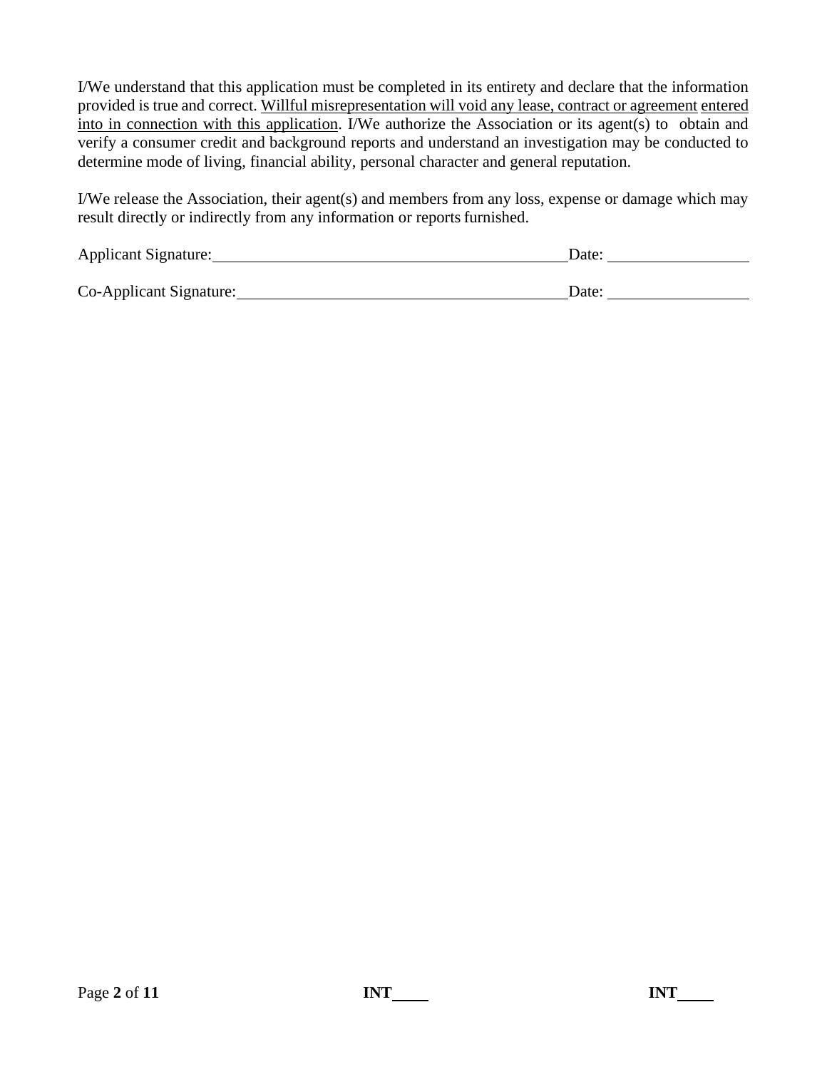I/We understand that this application must be completed in its entirety and declare that the information provided is true and correct. <u>Willful misrepresentation will void any lease, contract or agreement entered into in connection with this application</u>. I/We authorize the Association or its agent(s) to obtain and verify a consumer credit and background reports and understand an investigation may be conducted to determine mode of living, financial ability, personal character and general reputation.

I/We release the Association, their agent(s) and members from any loss, expense or damage which may result directly or indirectly from any information or reports furnished.

Applicant Signature:_____________________________________________ Date: _________________

Co-Applicant Signature:__________________________________________ Date: _________________

**INT**____ **INT**____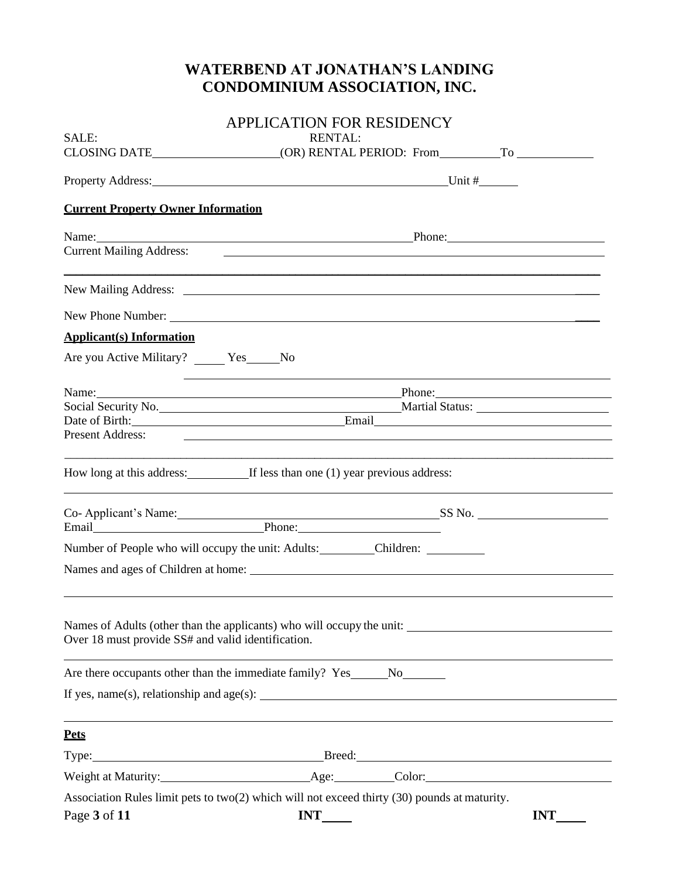# WATERBEND AT JONATHAN'S LANDING CONDOMINIUM ASSOCIATION, INC.

## APPLICATION FOR RESIDENCY

SALE: RENTAL:

CLOSING DATE\_\_\_\_\_\_\_\_\_\_\_\_\_\_\_\_\_\_\_\_(OR) RENTAL PERIOD: From\_\_\_\_\_\_\_\_\_\_To \_\_\_\_\_\_\_\_\_\_\_\_

Property Address:\_\_\_\_\_\_\_\_\_\_\_\_\_\_\_\_\_\_\_\_\_\_\_\_\_\_\_\_\_\_\_\_\_\_\_\_\_\_\_\_\_\_\_\_\_\_\_\_Unit #\_\_\_\_\_\_

**Current Property Owner Information**

Name:\_\_\_\_\_\_\_\_\_\_\_\_\_\_\_\_\_\_\_\_\_\_\_\_\_\_\_\_\_\_\_\_\_\_\_\_\_\_\_\_\_\_\_\_\_\_\_\_\_Phone:\_\_\_\_\_\_\_\_\_\_\_\_\_\_\_\_\_\_\_\_\_\_\_\_\_

Current Mailing Address: \_\_\_\_\_\_\_\_\_\_\_\_\_\_\_\_\_\_\_\_\_\_\_\_\_\_\_\_\_\_\_\_\_\_\_\_\_\_\_\_\_\_\_\_\_\_\_\_\_\_\_\_\_\_\_\_\_\_\_\_

\_\_\_\_\_\_\_\_\_\_\_\_\_\_\_\_\_\_\_\_\_\_\_\_\_\_\_\_\_\_\_\_\_\_\_\_\_\_\_\_\_\_\_\_\_\_\_\_\_\_\_\_\_\_\_\_\_\_\_\_\_\_\_\_\_\_\_\_\_\_\_\_\_\_\_\_\_\_\_\_\_\_

New Mailing Address: \_\_\_\_\_\_\_\_\_\_\_\_\_\_\_\_\_\_\_\_\_\_\_\_\_\_\_\_\_\_\_\_\_\_\_\_\_\_\_\_\_\_\_\_\_\_\_\_\_\_\_\_\_\_\_\_\_\_\_\_\_\_\_\_

New Phone Number: \_\_\_\_\_\_\_\_\_\_\_\_\_\_\_\_\_\_\_\_\_\_\_\_\_\_\_\_\_\_\_\_\_\_\_\_\_\_\_\_\_\_\_\_\_\_\_\_\_\_\_\_\_\_\_\_\_\_\_\_\_\_\_\_\_\_

**Applicant(s) Information**

Are you Active Military? \_\_\_\_\_ Yes\_\_\_\_\_No

Name:\_\_\_\_\_\_\_\_\_\_\_\_\_\_\_\_\_\_\_\_\_\_\_\_\_\_\_\_\_\_\_\_\_\_\_\_\_\_\_\_\_\_\_\_\_\_\_\_\_\_Phone:\_\_\_\_\_\_\_\_\_\_\_\_\_\_\_\_\_\_\_\_\_\_\_\_\_\_\_\_

Social Security No.\_\_\_\_\_\_\_\_\_\_\_\_\_\_\_\_\_\_\_\_\_\_\_\_\_\_\_\_\_\_\_\_\_\_\_\_\_\_\_\_Martial Status: \_\_\_\_\_\_\_\_\_\_\_\_\_\_\_\_\_\_\_\_\_\_

Date of Birth:\_\_\_\_\_\_\_\_\_\_\_\_\_\_\_\_\_\_\_\_\_\_\_\_\_\_\_\_\_\_\_\_\_\_Email\_\_\_\_\_\_\_\_\_\_\_\_\_\_\_\_\_\_\_\_\_\_\_\_\_\_\_\_\_\_\_\_\_\_\_\_\_\_\_\_

Present Address: \_\_\_\_\_\_\_\_\_\_\_\_\_\_\_\_\_\_\_\_\_\_\_\_\_\_\_\_\_\_\_\_\_\_\_\_\_\_\_\_\_\_\_\_\_\_\_\_\_\_\_\_\_\_\_\_\_\_\_\_\_\_\_\_\_\_\_\_

How long at this address:\_\_\_\_\_\_\_\_\_\_If less than one (1) year previous address:

Co- Applicant's Name:\_\_\_\_\_\_\_\_\_\_\_\_\_\_\_\_\_\_\_\_\_\_\_\_\_\_\_\_\_\_\_\_\_\_\_\_\_\_\_\_\_\_\_\_SS No. \_\_\_\_\_\_\_\_\_\_\_\_\_\_\_\_\_\_\_\_\_\_

Email\_\_\_\_\_\_\_\_\_\_\_\_\_\_\_\_\_\_\_\_\_\_\_\_\_\_\_\_Phone:\_\_\_\_\_\_\_\_\_\_\_\_\_\_\_\_\_\_\_\_\_\_\_\_\_

Number of People who will occupy the unit: Adults:\_\_\_\_\_\_\_\_\_Children: \_\_\_\_\_\_\_\_\_

Names and ages of Children at home: \_\_\_\_\_\_\_\_\_\_\_\_\_\_\_\_\_\_\_\_\_\_\_\_\_\_\_\_\_\_\_\_\_\_\_\_\_\_\_\_\_\_\_\_\_\_\_\_\_\_\_\_\_\_\_\_\_\_\_\_

Names of Adults (other than the applicants) who will occupy the unit: \_\_\_\_\_\_\_\_\_\_\_\_\_\_\_\_\_\_\_\_\_\_\_\_\_\_\_\_\_\_\_\_\_

Over 18 must provide SS# and valid identification.

Are there occupants other than the immediate family? Yes\_\_\_\_\_\_No\_\_\_\_\_\_\_

If yes, name(s), relationship and age(s): \_\_\_\_\_\_\_\_\_\_\_\_\_\_\_\_\_\_\_\_\_\_\_\_\_\_\_\_\_\_\_\_\_\_\_\_\_\_\_\_\_\_\_\_\_\_\_\_\_\_\_\_\_\_\_\_\_\_\_

**Pets**

Type:\_\_\_\_\_\_\_\_\_\_\_\_\_\_\_\_\_\_\_\_\_\_\_\_\_\_\_\_\_\_\_\_\_\_\_\_\_\_Breed:\_\_\_\_\_\_\_\_\_\_\_\_\_\_\_\_\_\_\_\_\_\_\_\_\_\_\_\_\_\_\_\_\_\_\_\_\_\_\_\_\_\_\_

Weight at Maturity:\_\_\_\_\_\_\_\_\_\_\_\_\_\_\_\_\_\_\_\_\_\_\_\_Age:\_\_\_\_\_\_\_\_\_\_Color:\_\_\_\_\_\_\_\_\_\_\_\_\_\_\_\_\_\_\_\_\_\_\_\_\_\_\_\_\_\_\_

Association Rules limit pets to two(2) which will not exceed thirty (30) pounds at maturity.

**INT**\_\_\_\_ **INT**\_\_\_\_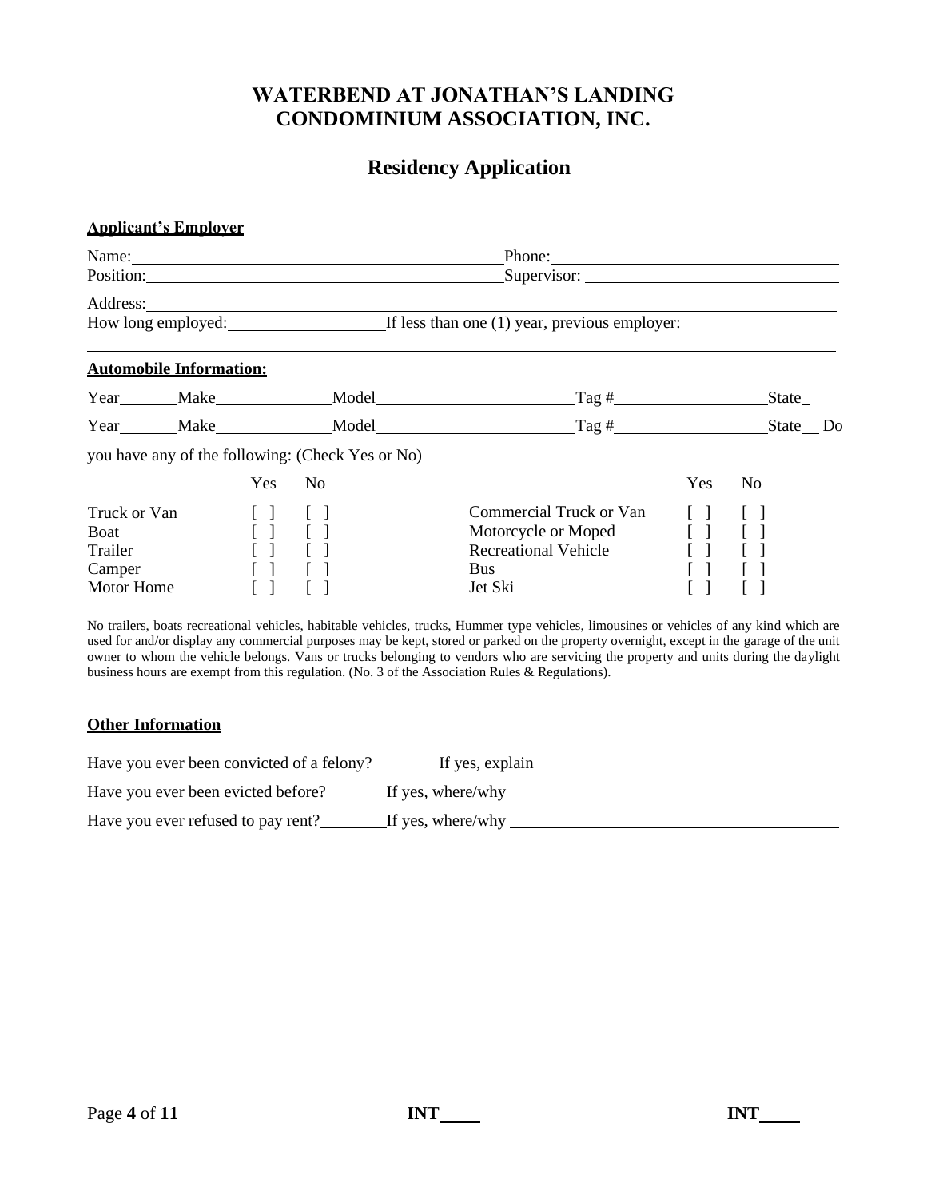# WATERBEND AT JONATHAN'S LANDING CONDOMINIUM ASSOCIATION, INC.

## Residency Application

**Applicant's Employer**

Name:_______________________________ Phone:_______________________________

Position:_____________________________ Supervisor:___________________________

Address:_______________________________________________________________

How long employed:_______________ If less than one (1) year, previous employer:

_______________________________________________________________________

**Automobile Information:**

Year______Make____________Model____________________Tag #_______________State_

Year______Make____________Model____________________Tag #_______________State__ Do you have any of the following: (Check Yes or No)

| | Yes | No | | Yes | No |
|---|---|---|---|---|---|
| Truck or Van | [ ] | [ ] | Commercial Truck or Van | [ ] | [ ] |
| Boat | [ ] | [ ] | Motorcycle or Moped | [ ] | [ ] |
| Trailer | [ ] | [ ] | Recreational Vehicle | [ ] | [ ] |
| Camper | [ ] | [ ] | Bus | [ ] | [ ] |
| Motor Home | [ ] | [ ] | Jet Ski | [ ] | [ ] |

No trailers, boats recreational vehicles, habitable vehicles, trucks, Hummer type vehicles, limousines or vehicles of any kind which are used for and/or display any commercial purposes may be kept, stored or parked on the property overnight, except in the garage of the unit owner to whom the vehicle belongs. Vans or trucks belonging to vendors who are servicing the property and units during the daylight business hours are exempt from this regulation. (No. 3 of the Association Rules & Regulations).

**Other Information**

Have you ever been convicted of a felony?_______If yes, explain _______________________________

Have you ever been evicted before?_______If yes, where/why _________________________________

Have you ever refused to pay rent?_______If yes, where/why __________________________________

INT____ INT____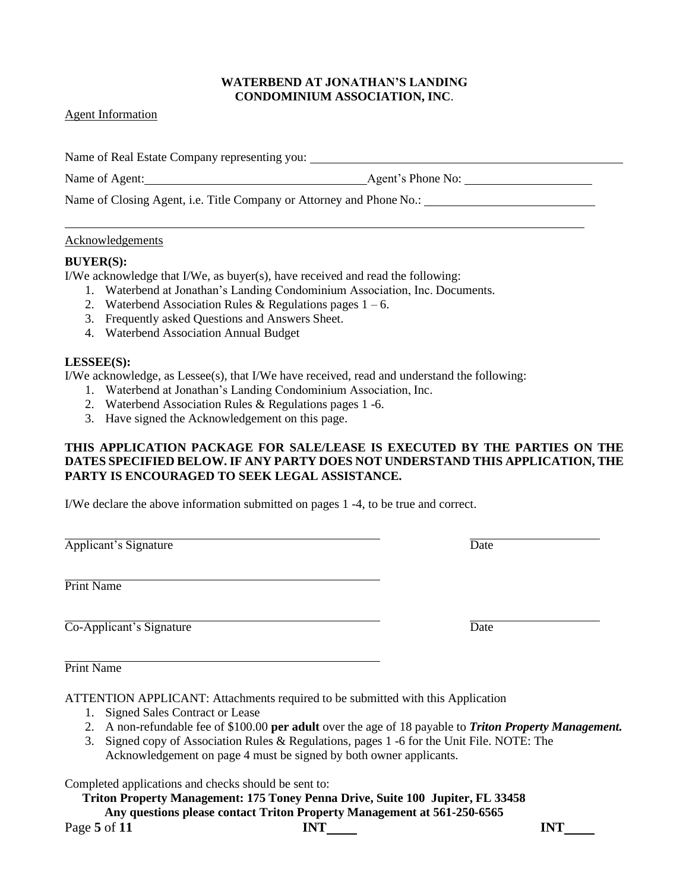**WATERBEND AT JONATHAN'S LANDING**
**CONDOMINIUM ASSOCIATION, INC.**

Agent Information

Name of Real Estate Company representing you: ______________________________

Name of Agent: ______________________ Agent's Phone No: ______________

Name of Closing Agent, i.e. Title Company or Attorney and Phone No.: ______________

______________________________________________________________

Acknowledgements

**BUYER(S):**

I/We acknowledge that I/We, as buyer(s), have received and read the following:

1. Waterbend at Jonathan's Landing Condominium Association, Inc. Documents.
2. Waterbend Association Rules & Regulations pages 1 – 6.
3. Frequently asked Questions and Answers Sheet.
4. Waterbend Association Annual Budget

**LESSEE(S):**

I/We acknowledge, as Lessee(s), that I/We have received, read and understand the following:

1. Waterbend at Jonathan's Landing Condominium Association, Inc.
2. Waterbend Association Rules & Regulations pages 1 -6.
3. Have signed the Acknowledgement on this page.

**THIS APPLICATION PACKAGE FOR SALE/LEASE IS EXECUTED BY THE PARTIES ON THE DATES SPECIFIED BELOW. IF ANY PARTY DOES NOT UNDERSTAND THIS APPLICATION, THE PARTY IS ENCOURAGED TO SEEK LEGAL ASSISTANCE.**

I/We declare the above information submitted on pages 1 -4, to be true and correct.

______________________________ ______________
Applicant's Signature Date

______________________________
Print Name

______________________________ ______________
Co-Applicant's Signature Date

______________________________
Print Name

ATTENTION APPLICANT: Attachments required to be submitted with this Application

1. Signed Sales Contract or Lease
2. A non-refundable fee of $100.00 **per adult** over the age of 18 payable to ***Triton Property Management.***
3. Signed copy of Association Rules & Regulations, pages 1 -6 for the Unit File. NOTE: The Acknowledgement on page 4 must be signed by both owner applicants.

Completed applications and checks should be sent to:

**Triton Property Management: 175 Toney Penna Drive, Suite 100 Jupiter, FL 33458**
**Any questions please contact Triton Property Management at 561-250-6565**

**INT**_____ **INT**_____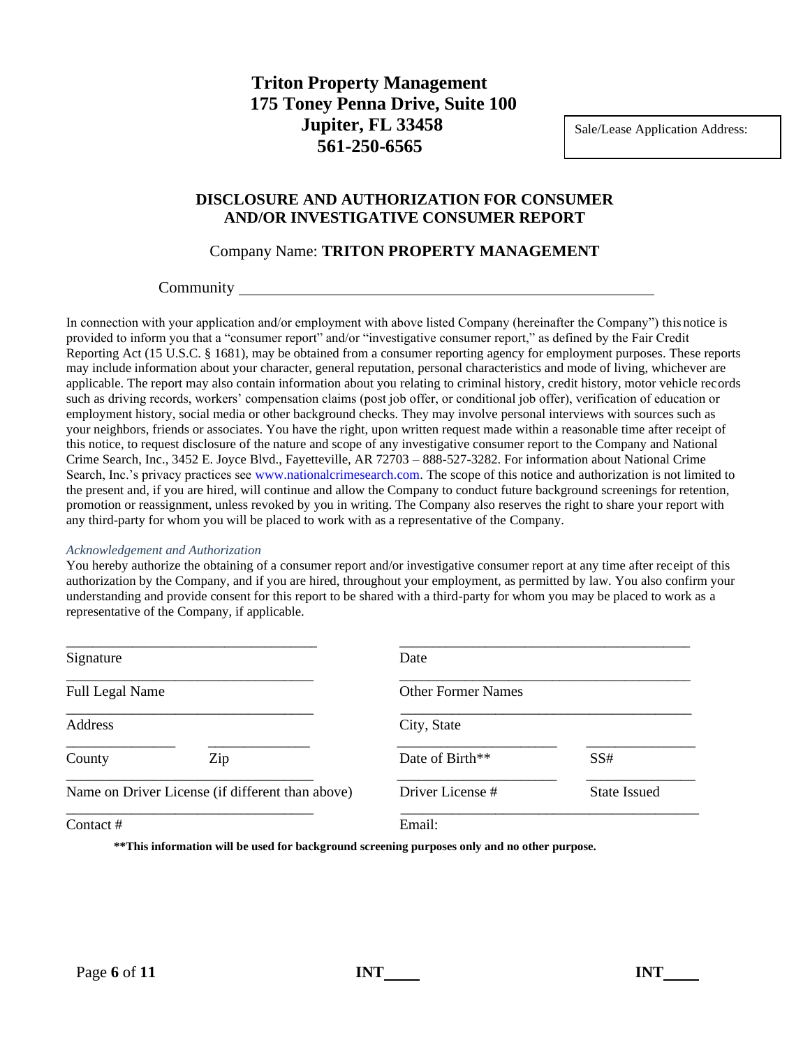**Triton Property Management**
**175 Toney Penna Drive, Suite 100**
**Jupiter, FL 33458**
**561-250-6565**

Sale/Lease Application Address:

## DISCLOSURE AND AUTHORIZATION FOR CONSUMER AND/OR INVESTIGATIVE CONSUMER REPORT

Company Name: **TRITON PROPERTY MANAGEMENT**

Community ___________________________________________

In connection with your application and/or employment with above listed Company (hereinafter the Company") this notice is provided to inform you that a "consumer report" and/or "investigative consumer report," as defined by the Fair Credit Reporting Act (15 U.S.C. § 1681), may be obtained from a consumer reporting agency for employment purposes. These reports may include information about your character, general reputation, personal characteristics and mode of living, whichever are applicable. The report may also contain information about you relating to criminal history, credit history, motor vehicle records such as driving records, workers' compensation claims (post job offer, or conditional job offer), verification of education or employment history, social media or other background checks. They may involve personal interviews with sources such as your neighbors, friends or associates. You have the right, upon written request made within a reasonable time after receipt of this notice, to request disclosure of the nature and scope of any investigative consumer report to the Company and National Crime Search, Inc., 3452 E. Joyce Blvd., Fayetteville, AR 72703 – 888-527-3282. For information about National Crime Search, Inc.'s privacy practices see www.nationalcrimesearch.com. The scope of this notice and authorization is not limited to the present and, if you are hired, will continue and allow the Company to conduct future background screenings for retention, promotion or reassignment, unless revoked by you in writing. The Company also reserves the right to share your report with any third-party for whom you will be placed to work with as a representative of the Company.

*Acknowledgement and Authorization*

You hereby authorize the obtaining of a consumer report and/or investigative consumer report at any time after receipt of this authorization by the Company, and if you are hired, throughout your employment, as permitted by law. You also confirm your understanding and provide consent for this report to be shared with a third-party for whom you may be placed to work as a representative of the Company, if applicable.

| | | | |
|---|---|---|---|
| Signature | | Date | |
| Full Legal Name | | Other Former Names | |
| Address | | City, State | |
| County | Zip | Date of Birth** | SS# |
| Name on Driver License (if different than above) | | Driver License # | State Issued |
| Contact # | | Email: | |

**\*\*This information will be used for background screening purposes only and no other purpose.**

INT____ INT____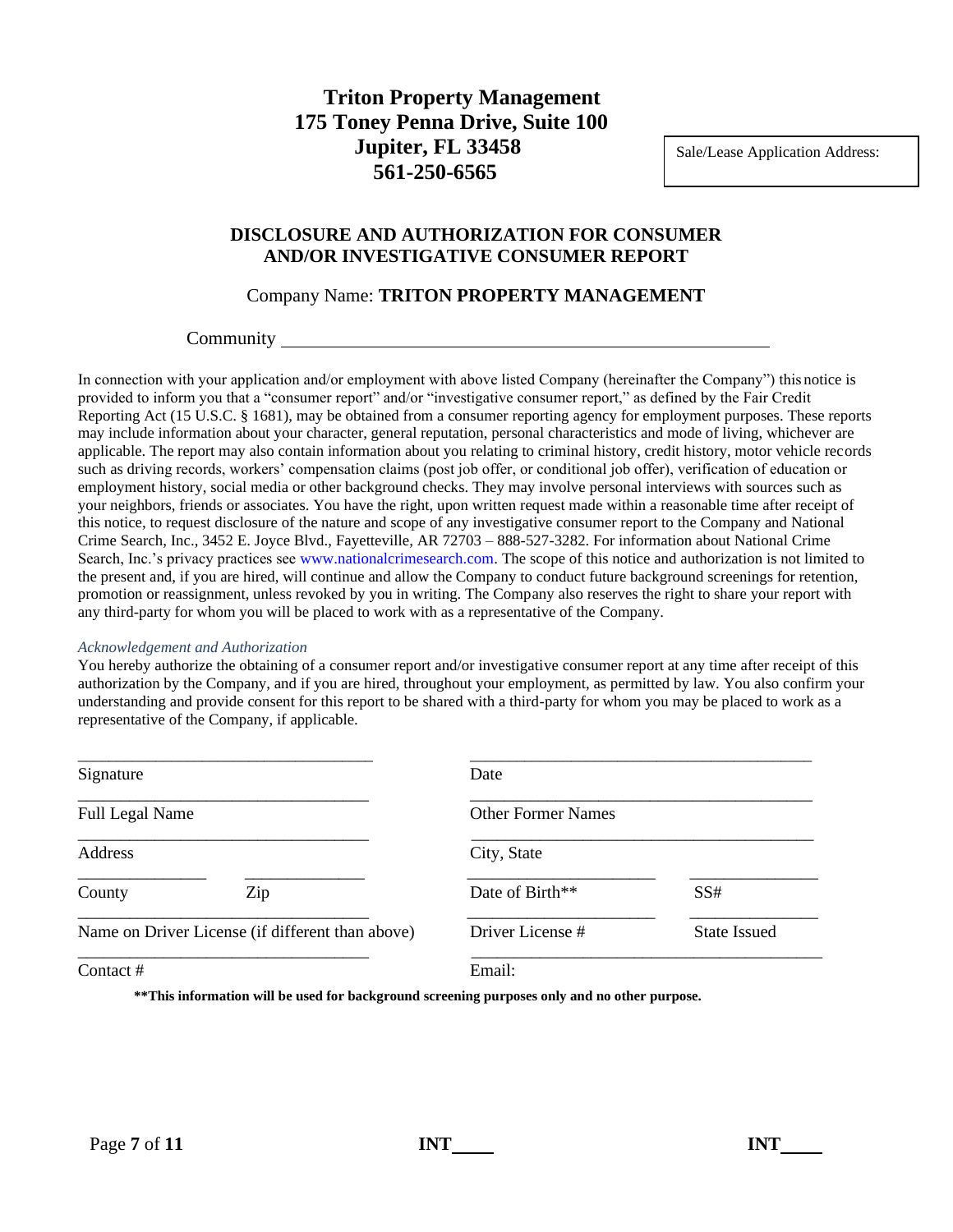# Triton Property Management
## 175 Toney Penna Drive, Suite 100
## Jupiter, FL 33458
## 561-250-6565

Sale/Lease Application Address:

## DISCLOSURE AND AUTHORIZATION FOR CONSUMER AND/OR INVESTIGATIVE CONSUMER REPORT

Company Name: **TRITON PROPERTY MANAGEMENT**

Community ______________________________________________

In connection with your application and/or employment with above listed Company (hereinafter the Company") this notice is provided to inform you that a "consumer report" and/or "investigative consumer report," as defined by the Fair Credit Reporting Act (15 U.S.C. § 1681), may be obtained from a consumer reporting agency for employment purposes. These reports may include information about your character, general reputation, personal characteristics and mode of living, whichever are applicable. The report may also contain information about you relating to criminal history, credit history, motor vehicle records such as driving records, workers' compensation claims (post job offer, or conditional job offer), verification of education or employment history, social media or other background checks. They may involve personal interviews with sources such as your neighbors, friends or associates. You have the right, upon written request made within a reasonable time after receipt of this notice, to request disclosure of the nature and scope of any investigative consumer report to the Company and National Crime Search, Inc., 3452 E. Joyce Blvd., Fayetteville, AR 72703 – 888-527-3282. For information about National Crime Search, Inc.'s privacy practices see www.nationalcrimesearch.com. The scope of this notice and authorization is not limited to the present and, if you are hired, will continue and allow the Company to conduct future background screenings for retention, promotion or reassignment, unless revoked by you in writing. The Company also reserves the right to share your report with any third-party for whom you will be placed to work with as a representative of the Company.

*Acknowledgement and Authorization*

You hereby authorize the obtaining of a consumer report and/or investigative consumer report at any time after receipt of this authorization by the Company, and if you are hired, throughout your employment, as permitted by law. You also confirm your understanding and provide consent for this report to be shared with a third-party for whom you may be placed to work as a representative of the Company, if applicable.

___________________________________ ___________________________________

Signature Date

___________________________________ ___________________________________

Full Legal Name Other Former Names

___________________________________ ___________________________________

Address City, State

_______________ _______________ _____________________ _______________

County Zip Date of Birth** SS#

___________________________________ _____________________ _______________

Name on Driver License (if different than above) Driver License # State Issued

___________________________________ ___________________________________

Contact # Email:

**\*\*This information will be used for background screening purposes only and no other purpose.**

INT____ INT____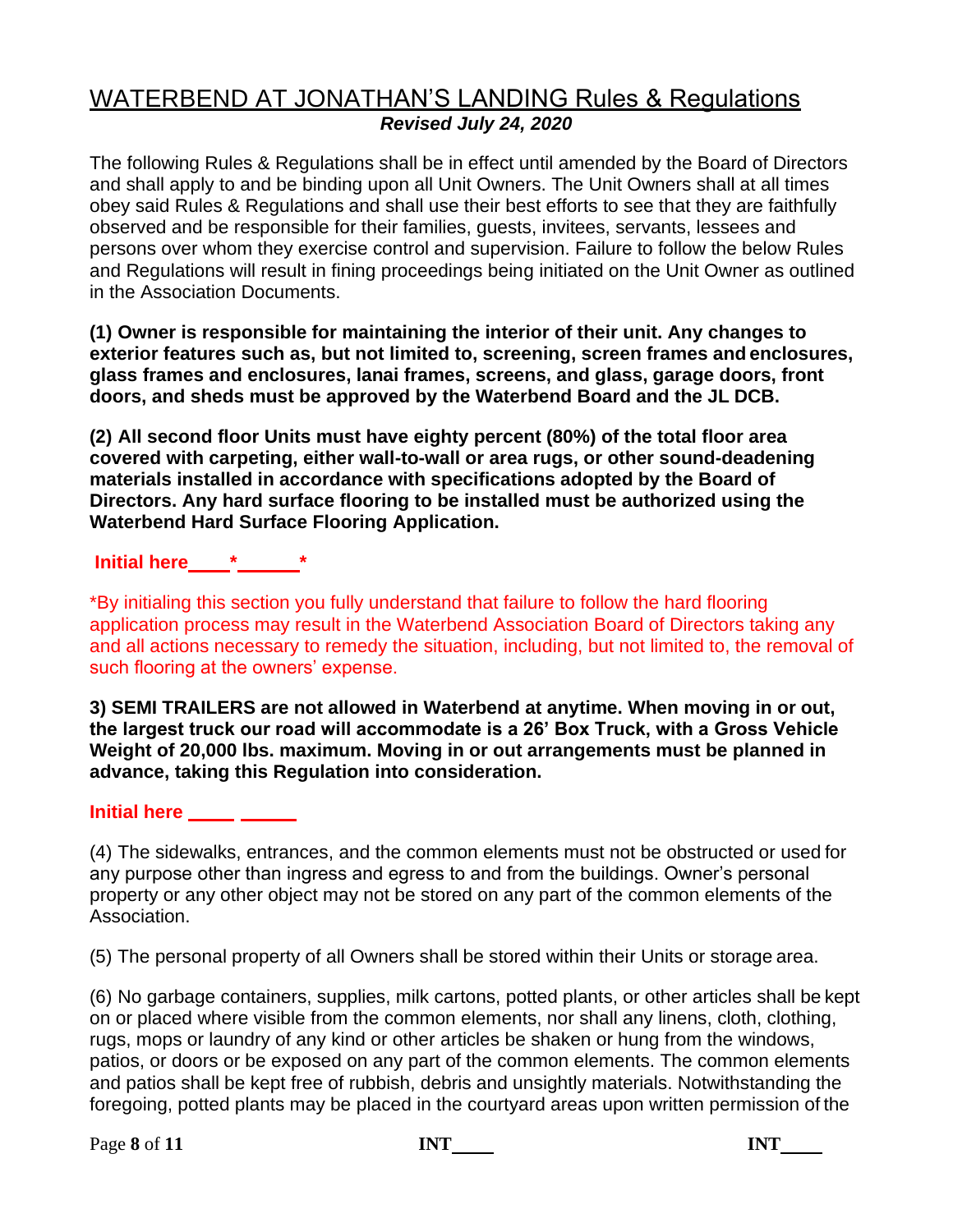# WATERBEND AT JONATHAN'S LANDING Rules & Regulations

***Revised July 24, 2020***

The following Rules & Regulations shall be in effect until amended by the Board of Directors and shall apply to and be binding upon all Unit Owners. The Unit Owners shall at all times obey said Rules & Regulations and shall use their best efforts to see that they are faithfully observed and be responsible for their families, guests, invitees, servants, lessees and persons over whom they exercise control and supervision. Failure to follow the below Rules and Regulations will result in fining proceedings being initiated on the Unit Owner as outlined in the Association Documents.

**(1) Owner is responsible for maintaining the interior of their unit. Any changes to exterior features such as, but not limited to, screening, screen frames and enclosures, glass frames and enclosures, lanai frames, screens, and glass, garage doors, front doors, and sheds must be approved by the Waterbend Board and the JL DCB.**

**(2) All second floor Units must have eighty percent (80%) of the total floor area covered with carpeting, either wall-to-wall or area rugs, or other sound-deadening materials installed in accordance with specifications adopted by the Board of Directors. Any hard surface flooring to be installed must be authorized using the Waterbend Hard Surface Flooring Application.**

**Initial here\_\_\_\_\*\_\_\_\_\_\***

\*By initialing this section you fully understand that failure to follow the hard flooring application process may result in the Waterbend Association Board of Directors taking any and all actions necessary to remedy the situation, including, but not limited to, the removal of such flooring at the owners' expense.

**3) SEMI TRAILERS are not allowed in Waterbend at anytime. When moving in or out, the largest truck our road will accommodate is a 26' Box Truck, with a Gross Vehicle Weight of 20,000 lbs. maximum. Moving in or out arrangements must be planned in advance, taking this Regulation into consideration.**

**Initial here \_\_\_\_ \_\_\_\_\_**

(4) The sidewalks, entrances, and the common elements must not be obstructed or used for any purpose other than ingress and egress to and from the buildings. Owner's personal property or any other object may not be stored on any part of the common elements of the Association.

(5) The personal property of all Owners shall be stored within their Units or storage area.

(6) No garbage containers, supplies, milk cartons, potted plants, or other articles shall be kept on or placed where visible from the common elements, nor shall any linens, cloth, clothing, rugs, mops or laundry of any kind or other articles be shaken or hung from the windows, patios, or doors or be exposed on any part of the common elements. The common elements and patios shall be kept free of rubbish, debris and unsightly materials. Notwithstanding the foregoing, potted plants may be placed in the courtyard areas upon written permission of the

INT\_\_\_\_ INT\_\_\_\_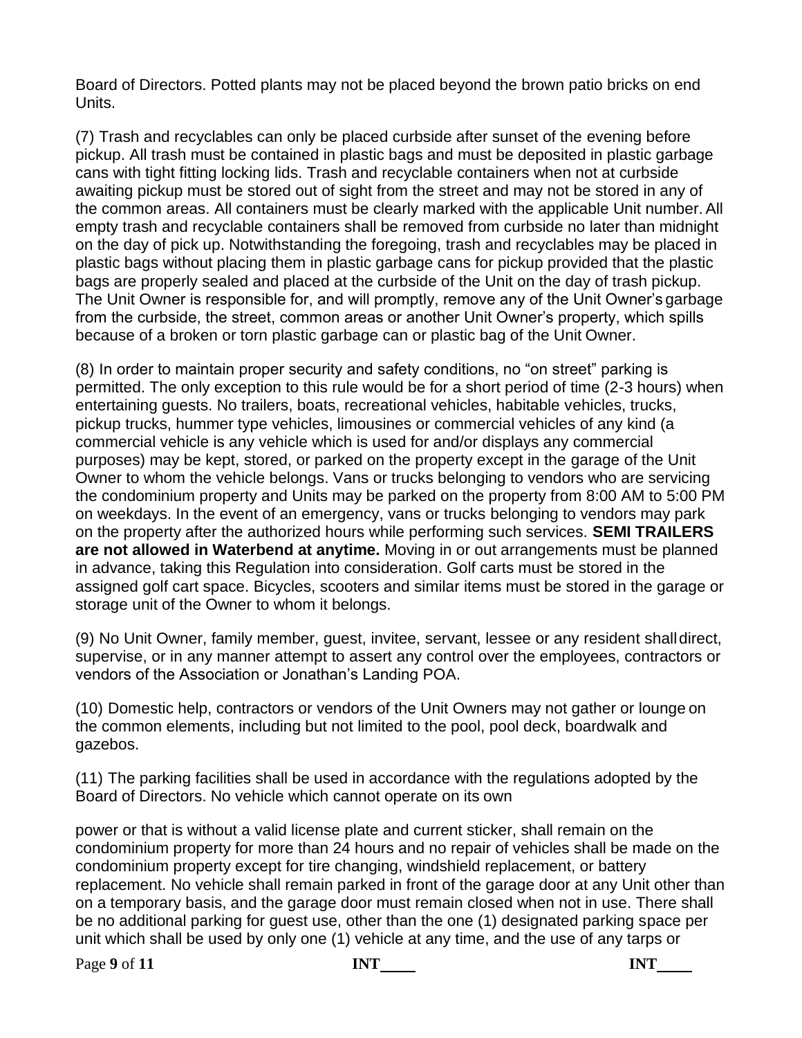Board of Directors. Potted plants may not be placed beyond the brown patio bricks on end Units.

(7) Trash and recyclables can only be placed curbside after sunset of the evening before pickup. All trash must be contained in plastic bags and must be deposited in plastic garbage cans with tight fitting locking lids. Trash and recyclable containers when not at curbside awaiting pickup must be stored out of sight from the street and may not be stored in any of the common areas. All containers must be clearly marked with the applicable Unit number. All empty trash and recyclable containers shall be removed from curbside no later than midnight on the day of pick up. Notwithstanding the foregoing, trash and recyclables may be placed in plastic bags without placing them in plastic garbage cans for pickup provided that the plastic bags are properly sealed and placed at the curbside of the Unit on the day of trash pickup. The Unit Owner is responsible for, and will promptly, remove any of the Unit Owner's garbage from the curbside, the street, common areas or another Unit Owner's property, which spills because of a broken or torn plastic garbage can or plastic bag of the Unit Owner.

(8) In order to maintain proper security and safety conditions, no "on street" parking is permitted. The only exception to this rule would be for a short period of time (2-3 hours) when entertaining guests. No trailers, boats, recreational vehicles, habitable vehicles, trucks, pickup trucks, hummer type vehicles, limousines or commercial vehicles of any kind (a commercial vehicle is any vehicle which is used for and/or displays any commercial purposes) may be kept, stored, or parked on the property except in the garage of the Unit Owner to whom the vehicle belongs. Vans or trucks belonging to vendors who are servicing the condominium property and Units may be parked on the property from 8:00 AM to 5:00 PM on weekdays. In the event of an emergency, vans or trucks belonging to vendors may park on the property after the authorized hours while performing such services. **SEMI TRAILERS are not allowed in Waterbend at anytime.** Moving in or out arrangements must be planned in advance, taking this Regulation into consideration. Golf carts must be stored in the assigned golf cart space. Bicycles, scooters and similar items must be stored in the garage or storage unit of the Owner to whom it belongs.

(9) No Unit Owner, family member, guest, invitee, servant, lessee or any resident shall direct, supervise, or in any manner attempt to assert any control over the employees, contractors or vendors of the Association or Jonathan's Landing POA.

(10) Domestic help, contractors or vendors of the Unit Owners may not gather or lounge on the common elements, including but not limited to the pool, pool deck, boardwalk and gazebos.

(11) The parking facilities shall be used in accordance with the regulations adopted by the Board of Directors. No vehicle which cannot operate on its own power or that is without a valid license plate and current sticker, shall remain on the condominium property for more than 24 hours and no repair of vehicles shall be made on the condominium property except for tire changing, windshield replacement, or battery replacement. No vehicle shall remain parked in front of the garage door at any Unit other than on a temporary basis, and the garage door must remain closed when not in use. There shall be no additional parking for guest use, other than the one (1) designated parking space per unit which shall be used by only one (1) vehicle at any time, and the use of any tarps or

INT____ INT____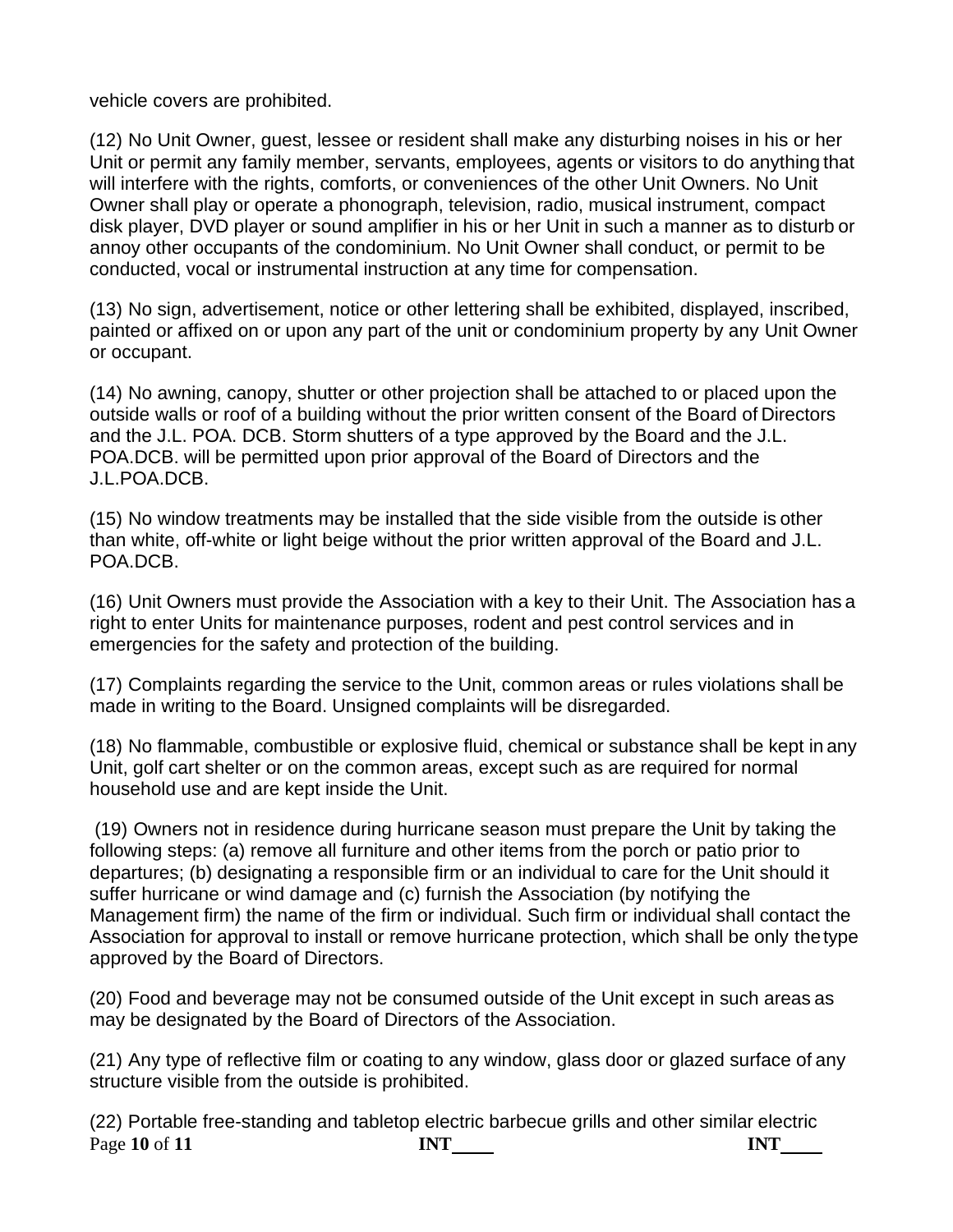vehicle covers are prohibited.

(12) No Unit Owner, guest, lessee or resident shall make any disturbing noises in his or her Unit or permit any family member, servants, employees, agents or visitors to do anything that will interfere with the rights, comforts, or conveniences of the other Unit Owners. No Unit Owner shall play or operate a phonograph, television, radio, musical instrument, compact disk player, DVD player or sound amplifier in his or her Unit in such a manner as to disturb or annoy other occupants of the condominium. No Unit Owner shall conduct, or permit to be conducted, vocal or instrumental instruction at any time for compensation.

(13) No sign, advertisement, notice or other lettering shall be exhibited, displayed, inscribed, painted or affixed on or upon any part of the unit or condominium property by any Unit Owner or occupant.

(14) No awning, canopy, shutter or other projection shall be attached to or placed upon the outside walls or roof of a building without the prior written consent of the Board of Directors and the J.L. POA. DCB. Storm shutters of a type approved by the Board and the J.L. POA.DCB. will be permitted upon prior approval of the Board of Directors and the J.L.POA.DCB.

(15) No window treatments may be installed that the side visible from the outside is other than white, off-white or light beige without the prior written approval of the Board and J.L. POA.DCB.

(16) Unit Owners must provide the Association with a key to their Unit. The Association has a right to enter Units for maintenance purposes, rodent and pest control services and in emergencies for the safety and protection of the building.

(17) Complaints regarding the service to the Unit, common areas or rules violations shall be made in writing to the Board. Unsigned complaints will be disregarded.

(18) No flammable, combustible or explosive fluid, chemical or substance shall be kept in any Unit, golf cart shelter or on the common areas, except such as are required for normal household use and are kept inside the Unit.

(19) Owners not in residence during hurricane season must prepare the Unit by taking the following steps: (a) remove all furniture and other items from the porch or patio prior to departures; (b) designating a responsible firm or an individual to care for the Unit should it suffer hurricane or wind damage and (c) furnish the Association (by notifying the Management firm) the name of the firm or individual. Such firm or individual shall contact the Association for approval to install or remove hurricane protection, which shall be only the type approved by the Board of Directors.

(20) Food and beverage may not be consumed outside of the Unit except in such areas as may be designated by the Board of Directors of the Association.

(21) Any type of reflective film or coating to any window, glass door or glazed surface of any structure visible from the outside is prohibited.

(22) Portable free-standing and tabletop electric barbecue grills and other similar electric

INT____ INT____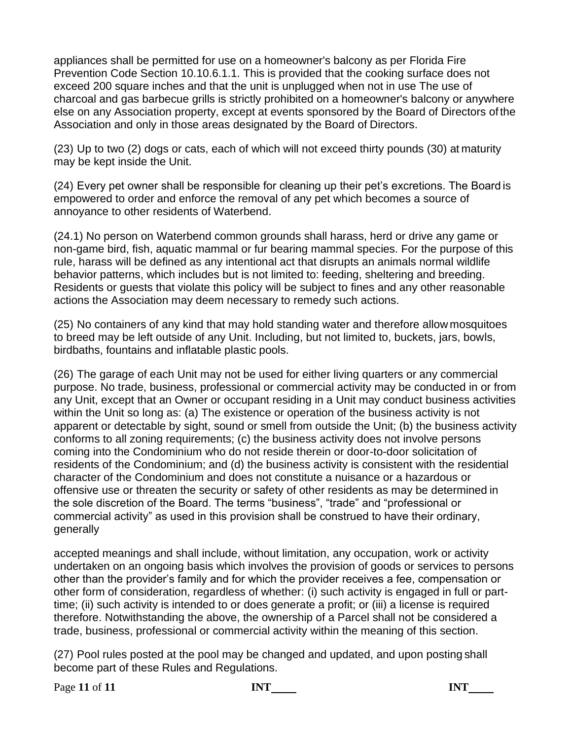appliances shall be permitted for use on a homeowner's balcony as per Florida Fire Prevention Code Section 10.10.6.1.1. This is provided that the cooking surface does not exceed 200 square inches and that the unit is unplugged when not in use The use of charcoal and gas barbecue grills is strictly prohibited on a homeowner's balcony or anywhere else on any Association property, except at events sponsored by the Board of Directors of the Association and only in those areas designated by the Board of Directors.

(23) Up to two (2) dogs or cats, each of which will not exceed thirty pounds (30) at maturity may be kept inside the Unit.

(24) Every pet owner shall be responsible for cleaning up their pet's excretions. The Board is empowered to order and enforce the removal of any pet which becomes a source of annoyance to other residents of Waterbend.

(24.1) No person on Waterbend common grounds shall harass, herd or drive any game or non-game bird, fish, aquatic mammal or fur bearing mammal species. For the purpose of this rule, harass will be defined as any intentional act that disrupts an animals normal wildlife behavior patterns, which includes but is not limited to: feeding, sheltering and breeding. Residents or guests that violate this policy will be subject to fines and any other reasonable actions the Association may deem necessary to remedy such actions.

(25) No containers of any kind that may hold standing water and therefore allow mosquitoes to breed may be left outside of any Unit. Including, but not limited to, buckets, jars, bowls, birdbaths, fountains and inflatable plastic pools.

(26) The garage of each Unit may not be used for either living quarters or any commercial purpose. No trade, business, professional or commercial activity may be conducted in or from any Unit, except that an Owner or occupant residing in a Unit may conduct business activities within the Unit so long as: (a) The existence or operation of the business activity is not apparent or detectable by sight, sound or smell from outside the Unit; (b) the business activity conforms to all zoning requirements; (c) the business activity does not involve persons coming into the Condominium who do not reside therein or door-to-door solicitation of residents of the Condominium; and (d) the business activity is consistent with the residential character of the Condominium and does not constitute a nuisance or a hazardous or offensive use or threaten the security or safety of other residents as may be determined in the sole discretion of the Board. The terms "business", "trade" and "professional or commercial activity" as used in this provision shall be construed to have their ordinary, generally accepted meanings and shall include, without limitation, any occupation, work or activity undertaken on an ongoing basis which involves the provision of goods or services to persons other than the provider's family and for which the provider receives a fee, compensation or other form of consideration, regardless of whether: (i) such activity is engaged in full or part-time; (ii) such activity is intended to or does generate a profit; or (iii) a license is required therefore. Notwithstanding the above, the ownership of a Parcel shall not be considered a trade, business, professional or commercial activity within the meaning of this section.

(27) Pool rules posted at the pool may be changed and updated, and upon posting shall become part of these Rules and Regulations.

INT____ INT____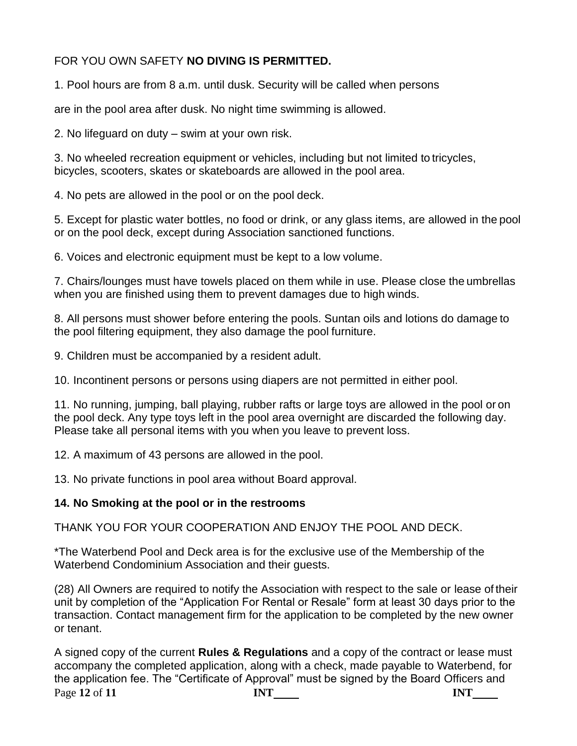FOR YOU OWN SAFETY **NO DIVING IS PERMITTED.**

1. Pool hours are from 8 a.m. until dusk. Security will be called when persons

are in the pool area after dusk. No night time swimming is allowed.

2. No lifeguard on duty – swim at your own risk.

3. No wheeled recreation equipment or vehicles, including but not limited to tricycles, bicycles, scooters, skates or skateboards are allowed in the pool area.

4. No pets are allowed in the pool or on the pool deck.

5. Except for plastic water bottles, no food or drink, or any glass items, are allowed in the pool or on the pool deck, except during Association sanctioned functions.

6. Voices and electronic equipment must be kept to a low volume.

7. Chairs/lounges must have towels placed on them while in use. Please close the umbrellas when you are finished using them to prevent damages due to high winds.

8. All persons must shower before entering the pools. Suntan oils and lotions do damage to the pool filtering equipment, they also damage the pool furniture.

9. Children must be accompanied by a resident adult.

10. Incontinent persons or persons using diapers are not permitted in either pool.

11. No running, jumping, ball playing, rubber rafts or large toys are allowed in the pool or on the pool deck. Any type toys left in the pool area overnight are discarded the following day. Please take all personal items with you when you leave to prevent loss.

12. A maximum of 43 persons are allowed in the pool.

13. No private functions in pool area without Board approval.

**14. No Smoking at the pool or in the restrooms**

THANK YOU FOR YOUR COOPERATION AND ENJOY THE POOL AND DECK.

*The Waterbend Pool and Deck area is for the exclusive use of the Membership of the Waterbend Condominium Association and their guests.

(28) All Owners are required to notify the Association with respect to the sale or lease of their unit by completion of the "Application For Rental or Resale" form at least 30 days prior to the transaction. Contact management firm for the application to be completed by the new owner or tenant.

A signed copy of the current **Rules & Regulations** and a copy of the contract or lease must accompany the completed application, along with a check, made payable to Waterbend, for the application fee. The "Certificate of Approval" must be signed by the Board Officers and

INT\_\_\_\_ INT\_\_\_\_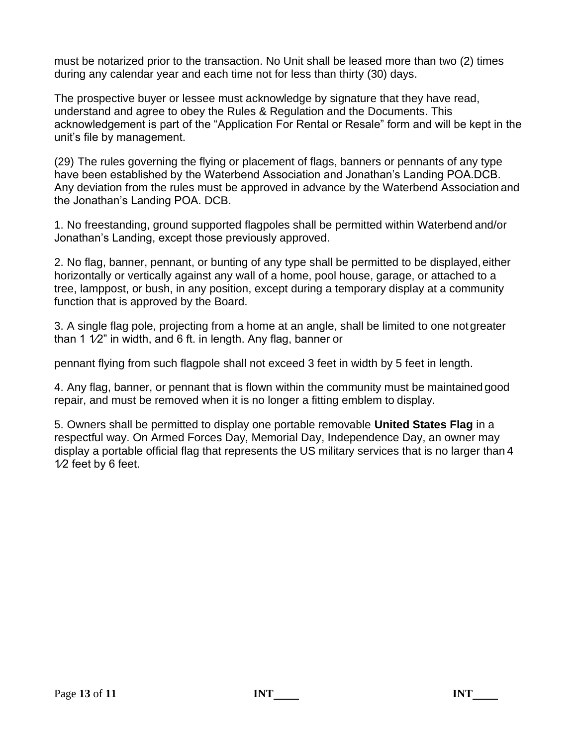must be notarized prior to the transaction. No Unit shall be leased more than two (2) times during any calendar year and each time not for less than thirty (30) days.

The prospective buyer or lessee must acknowledge by signature that they have read, understand and agree to obey the Rules & Regulation and the Documents. This acknowledgement is part of the "Application For Rental or Resale" form and will be kept in the unit's file by management.

(29) The rules governing the flying or placement of flags, banners or pennants of any type have been established by the Waterbend Association and Jonathan's Landing POA.DCB. Any deviation from the rules must be approved in advance by the Waterbend Association and the Jonathan's Landing POA. DCB.

1. No freestanding, ground supported flagpoles shall be permitted within Waterbend and/or Jonathan's Landing, except those previously approved.

2. No flag, banner, pennant, or bunting of any type shall be permitted to be displayed, either horizontally or vertically against any wall of a home, pool house, garage, or attached to a tree, lamppost, or bush, in any position, except during a temporary display at a community function that is approved by the Board.

3. A single flag pole, projecting from a home at an angle, shall be limited to one not greater than 1 1⁄2" in width, and 6 ft. in length. Any flag, banner or

pennant flying from such flagpole shall not exceed 3 feet in width by 5 feet in length.

4. Any flag, banner, or pennant that is flown within the community must be maintained good repair, and must be removed when it is no longer a fitting emblem to display.

5. Owners shall be permitted to display one portable removable **United States Flag** in a respectful way. On Armed Forces Day, Memorial Day, Independence Day, an owner may display a portable official flag that represents the US military services that is no larger than 4 1⁄2 feet by 6 feet.

INT____ INT____